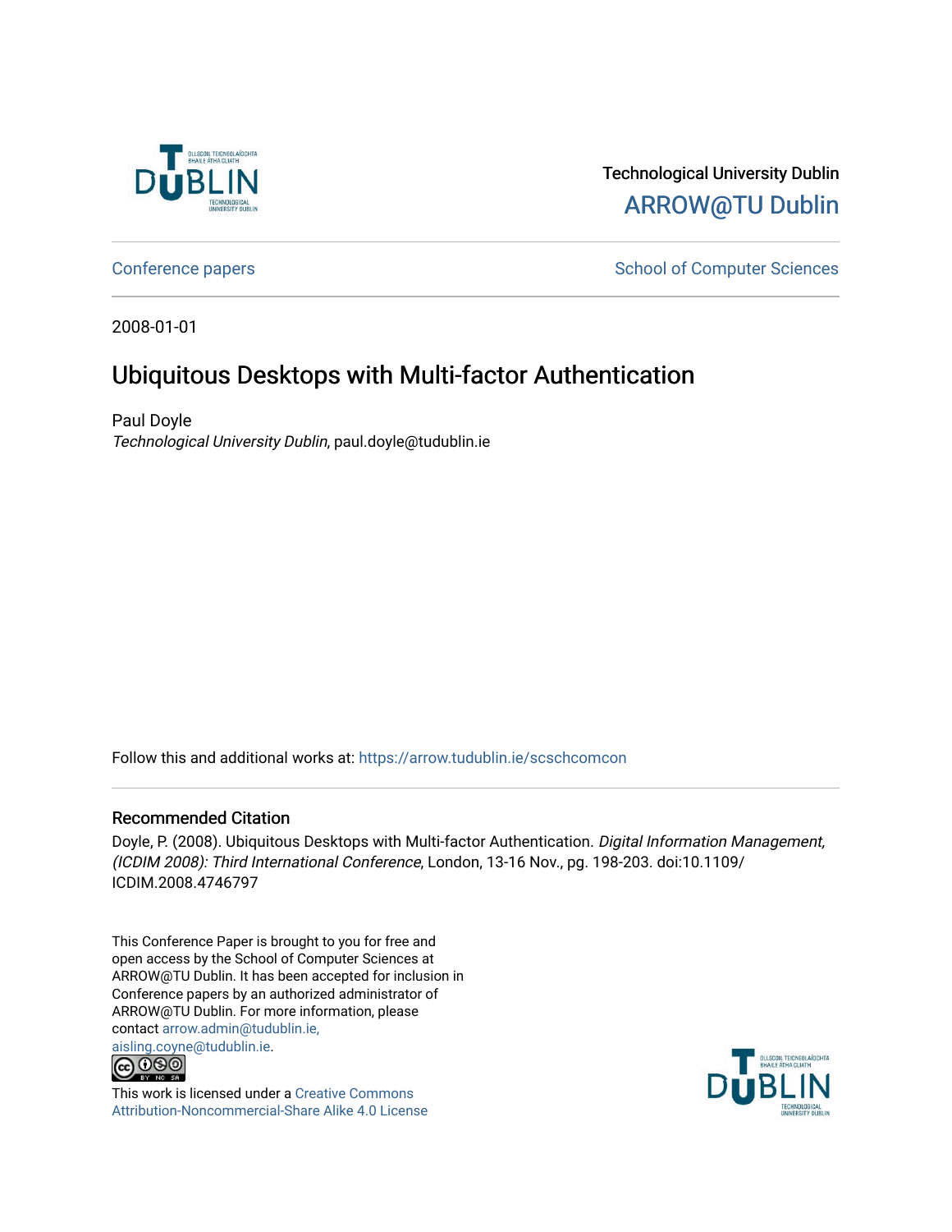Technological University Dublin

ARROW@TU Dublin

Conference papers

School of Computer Sciences

2008-01-01

# Ubiquitous Desktops with Multi-factor Authentication

Paul Doyle

*Technological University Dublin*, paul.doyle@tudublin.ie

Follow this and additional works at: https://arrow.tudublin.ie/scschcomcon

## Recommended Citation

Doyle, P. (2008). Ubiquitous Desktops with Multi-factor Authentication. *Digital Information Management, (ICDIM 2008): Third International Conference*, London, 13-16 Nov., pg. 198-203. doi:10.1109/ICDIM.2008.4746797

This Conference Paper is brought to you for free and open access by the School of Computer Sciences at ARROW@TU Dublin. It has been accepted for inclusion in Conference papers by an authorized administrator of ARROW@TU Dublin. For more information, please contact arrow.admin@tudublin.ie, aisling.coyne@tudublin.ie.

This work is licensed under a Creative Commons Attribution-Noncommercial-Share Alike 4.0 License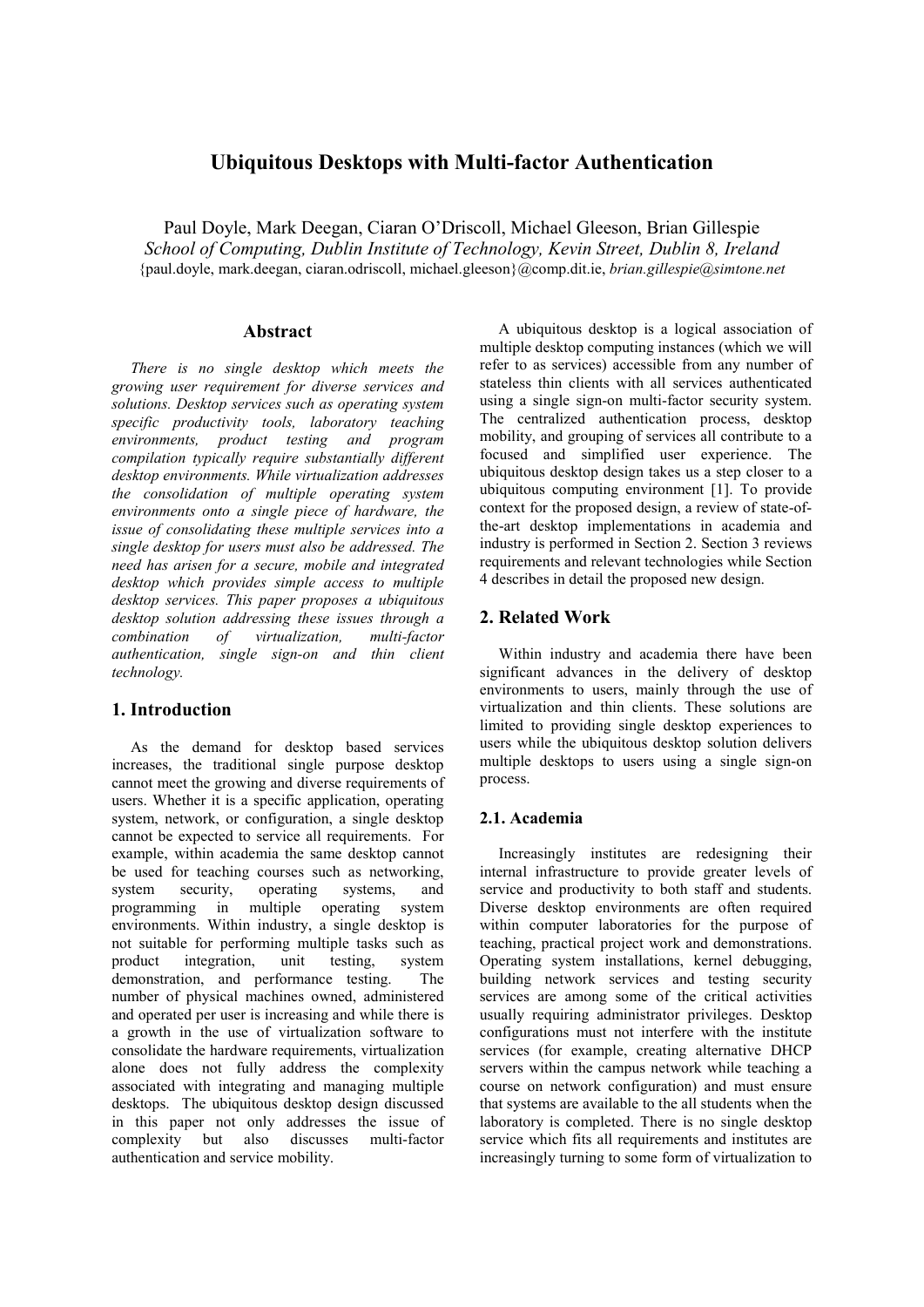# Ubiquitous Desktops with Multi-factor Authentication

Paul Doyle, Mark Deegan, Ciaran O'Driscoll, Michael Gleeson, Brian Gillespie
*School of Computing, Dublin Institute of Technology, Kevin Street, Dublin 8, Ireland*
{paul.doyle, mark.deegan, ciaran.odriscoll, michael.gleeson}@comp.dit.ie, *brian.gillespie@simtone.net*

## Abstract

*There is no single desktop which meets the growing user requirement for diverse services and solutions. Desktop services such as operating system specific productivity tools, laboratory teaching environments, product testing and program compilation typically require substantially different desktop environments. While virtualization addresses the consolidation of multiple operating system environments onto a single piece of hardware, the issue of consolidating these multiple services into a single desktop for users must also be addressed. The need has arisen for a secure, mobile and integrated desktop which provides simple access to multiple desktop services. This paper proposes a ubiquitous desktop solution addressing these issues through a combination of virtualization, multi-factor authentication, single sign-on and thin client technology.*

## 1. Introduction

As the demand for desktop based services increases, the traditional single purpose desktop cannot meet the growing and diverse requirements of users. Whether it is a specific application, operating system, network, or configuration, a single desktop cannot be expected to service all requirements. For example, within academia the same desktop cannot be used for teaching courses such as networking, system security, operating systems, and programming in multiple operating system environments. Within industry, a single desktop is not suitable for performing multiple tasks such as product integration, unit testing, system demonstration, and performance testing. The number of physical machines owned, administered and operated per user is increasing and while there is a growth in the use of virtualization software to consolidate the hardware requirements, virtualization alone does not fully address the complexity associated with integrating and managing multiple desktops. The ubiquitous desktop design discussed in this paper not only addresses the issue of complexity but also discusses multi-factor authentication and service mobility.

A ubiquitous desktop is a logical association of multiple desktop computing instances (which we will refer to as services) accessible from any number of stateless thin clients with all services authenticated using a single sign-on multi-factor security system. The centralized authentication process, desktop mobility, and grouping of services all contribute to a focused and simplified user experience. The ubiquitous desktop design takes us a step closer to a ubiquitous computing environment [1]. To provide context for the proposed design, a review of state-of-the-art desktop implementations in academia and industry is performed in Section 2. Section 3 reviews requirements and relevant technologies while Section 4 describes in detail the proposed new design.

## 2. Related Work

Within industry and academia there have been significant advances in the delivery of desktop environments to users, mainly through the use of virtualization and thin clients. These solutions are limited to providing single desktop experiences to users while the ubiquitous desktop solution delivers multiple desktops to users using a single sign-on process.

### 2.1. Academia

Increasingly institutes are redesigning their internal infrastructure to provide greater levels of service and productivity to both staff and students. Diverse desktop environments are often required within computer laboratories for the purpose of teaching, practical project work and demonstrations. Operating system installations, kernel debugging, building network services and testing security services are among some of the critical activities usually requiring administrator privileges. Desktop configurations must not interfere with the institute services (for example, creating alternative DHCP servers within the campus network while teaching a course on network configuration) and must ensure that systems are available to the all students when the laboratory is completed. There is no single desktop service which fits all requirements and institutes are increasingly turning to some form of virtualization to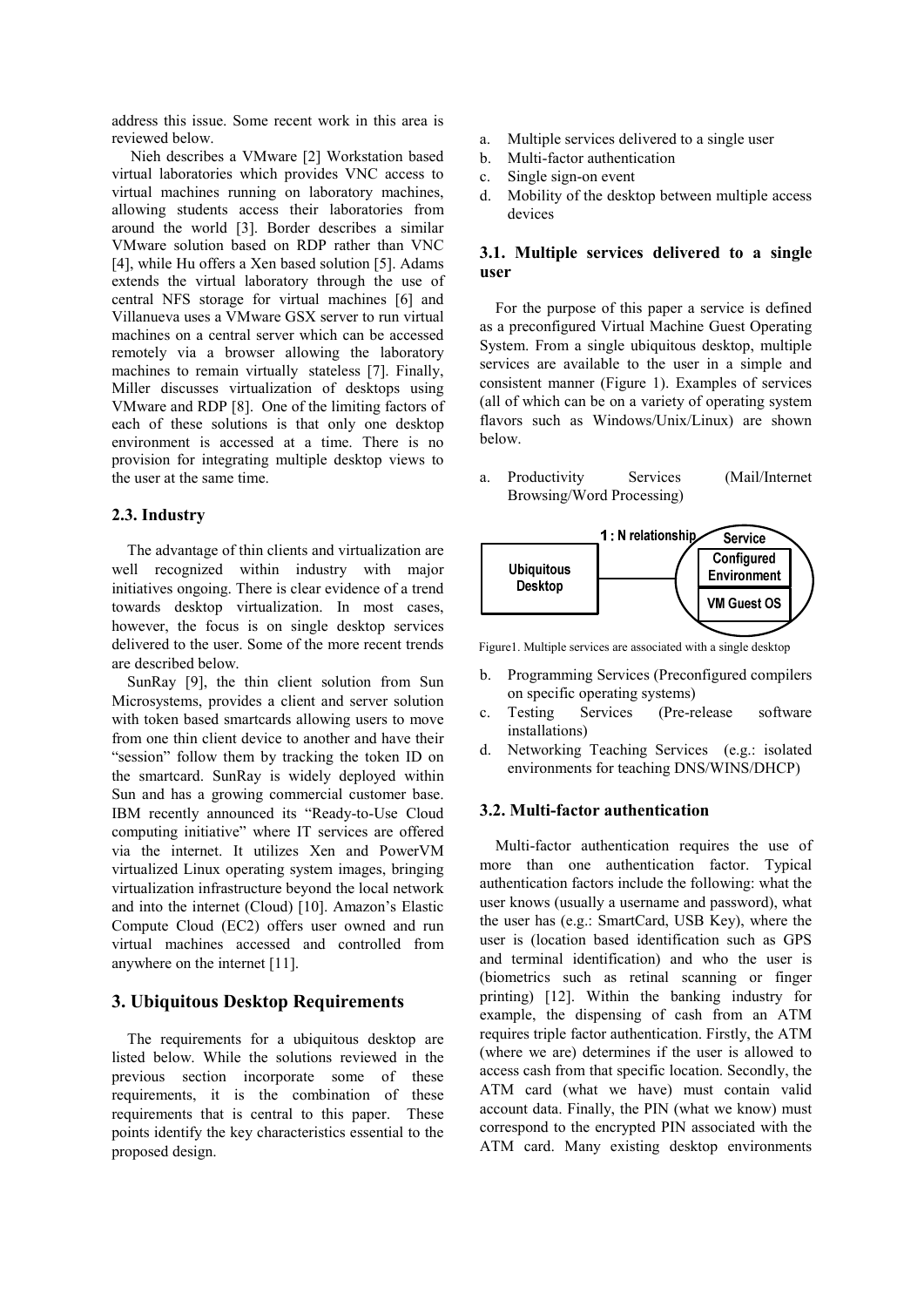address this issue. Some recent work in this area is reviewed below.

Nieh describes a VMware [2] Workstation based virtual laboratories which provides VNC access to virtual machines running on laboratory machines, allowing students access their laboratories from around the world [3]. Border describes a similar VMware solution based on RDP rather than VNC [4], while Hu offers a Xen based solution [5]. Adams extends the virtual laboratory through the use of central NFS storage for virtual machines [6] and Villanueva uses a VMware GSX server to run virtual machines on a central server which can be accessed remotely via a browser allowing the laboratory machines to remain virtually stateless [7]. Finally, Miller discusses virtualization of desktops using VMware and RDP [8]. One of the limiting factors of each of these solutions is that only one desktop environment is accessed at a time. There is no provision for integrating multiple desktop views to the user at the same time.

### 2.3. Industry

The advantage of thin clients and virtualization are well recognized within industry with major initiatives ongoing. There is clear evidence of a trend towards desktop virtualization. In most cases, however, the focus is on single desktop services delivered to the user. Some of the more recent trends are described below.

SunRay [9], the thin client solution from Sun Microsystems, provides a client and server solution with token based smartcards allowing users to move from one thin client device to another and have their "session" follow them by tracking the token ID on the smartcard. SunRay is widely deployed within Sun and has a growing commercial customer base. IBM recently announced its "Ready-to-Use Cloud computing initiative" where IT services are offered via the internet. It utilizes Xen and PowerVM virtualized Linux operating system images, bringing virtualization infrastructure beyond the local network and into the internet (Cloud) [10]. Amazon's Elastic Compute Cloud (EC2) offers user owned and run virtual machines accessed and controlled from anywhere on the internet [11].

## 3. Ubiquitous Desktop Requirements

The requirements for a ubiquitous desktop are listed below. While the solutions reviewed in the previous section incorporate some of these requirements, it is the combination of these requirements that is central to this paper. These points identify the key characteristics essential to the proposed design.

a. Multiple services delivered to a single user
b. Multi-factor authentication
c. Single sign-on event
d. Mobility of the desktop between multiple access devices

### 3.1. Multiple services delivered to a single user

For the purpose of this paper a service is defined as a preconfigured Virtual Machine Guest Operating System. From a single ubiquitous desktop, multiple services are available to the user in a simple and consistent manner (Figure 1). Examples of services (all of which can be on a variety of operating system flavors such as Windows/Unix/Linux) are shown below.

a. Productivity Services (Mail/Internet Browsing/Word Processing)

Figure1. Multiple services are associated with a single desktop

b. Programming Services (Preconfigured compilers on specific operating systems)
c. Testing Services (Pre-release software installations)
d. Networking Teaching Services (e.g.: isolated environments for teaching DNS/WINS/DHCP)

### 3.2. Multi-factor authentication

Multi-factor authentication requires the use of more than one authentication factor. Typical authentication factors include the following: what the user knows (usually a username and password), what the user has (e.g.: SmartCard, USB Key), where the user is (location based identification such as GPS and terminal identification) and who the user is (biometrics such as retinal scanning or finger printing) [12]. Within the banking industry for example, the dispensing of cash from an ATM requires triple factor authentication. Firstly, the ATM (where we are) determines if the user is allowed to access cash from that specific location. Secondly, the ATM card (what we have) must contain valid account data. Finally, the PIN (what we know) must correspond to the encrypted PIN associated with the ATM card. Many existing desktop environments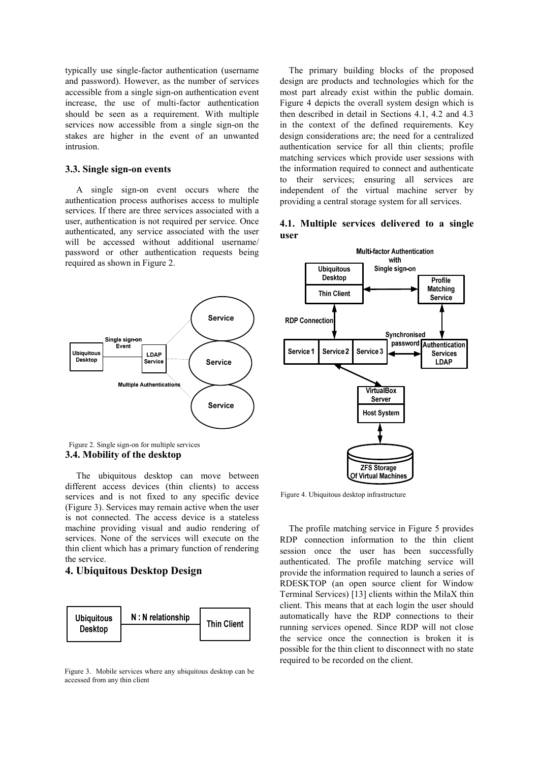typically use single-factor authentication (username and password). However, as the number of services accessible from a single sign-on authentication event increase, the use of multi-factor authentication should be seen as a requirement. With multiple services now accessible from a single sign-on the stakes are higher in the event of an unwanted intrusion.

### 3.3. Single sign-on events

A single sign-on event occurs where the authentication process authorises access to multiple services. If there are three services associated with a user, authentication is not required per service. Once authenticated, any service associated with the user will be accessed without additional username/ password or other authentication requests being required as shown in Figure 2.

Figure 2. Single sign-on for multiple services

### 3.4. Mobility of the desktop

The ubiquitous desktop can move between different access devices (thin clients) to access services and is not fixed to any specific device (Figure 3). Services may remain active when the user is not connected. The access device is a stateless machine providing visual and audio rendering of services. None of the services will execute on the thin client which has a primary function of rendering the service.

## 4. Ubiquitous Desktop Design

Figure 3. Mobile services where any ubiquitous desktop can be accessed from any thin client

The primary building blocks of the proposed design are products and technologies which for the most part already exist within the public domain. Figure 4 depicts the overall system design which is then described in detail in Sections 4.1, 4.2 and 4.3 in the context of the defined requirements. Key design considerations are; the need for a centralized authentication service for all thin clients; profile matching services which provide user sessions with the information required to connect and authenticate to their services; ensuring all services are independent of the virtual machine server by providing a central storage system for all services.

### 4.1. Multiple services delivered to a single user

Figure 4. Ubiquitous desktop infrastructure

The profile matching service in Figure 5 provides RDP connection information to the thin client session once the user has been successfully authenticated. The profile matching service will provide the information required to launch a series of RDESKTOP (an open source client for Window Terminal Services) [13] clients within the MilaX thin client. This means that at each login the user should automatically have the RDP connections to their running services opened. Since RDP will not close the service once the connection is broken it is possible for the thin client to disconnect with no state required to be recorded on the client.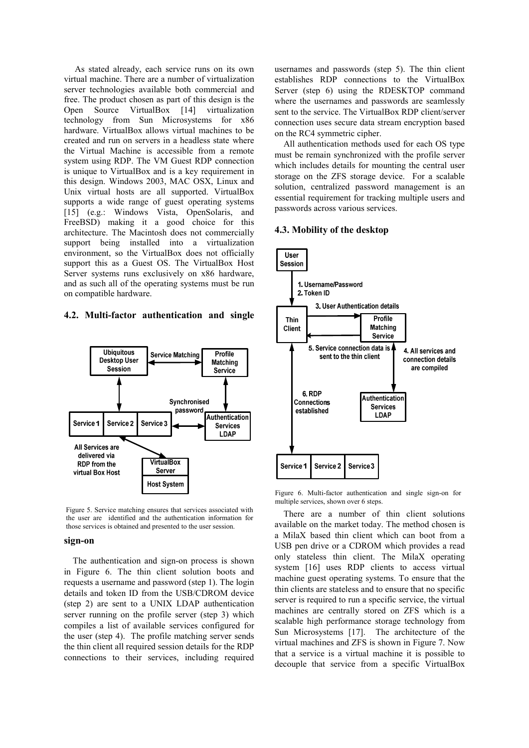As stated already, each service runs on its own virtual machine. There are a number of virtualization server technologies available both commercial and free. The product chosen as part of this design is the Open Source VirtualBox [14] virtualization technology from Sun Microsystems for x86 hardware. VirtualBox allows virtual machines to be created and run on servers in a headless state where the Virtual Machine is accessible from a remote system using RDP. The VM Guest RDP connection is unique to VirtualBox and is a key requirement in this design. Windows 2003, MAC OSX, Linux and Unix virtual hosts are all supported. VirtualBox supports a wide range of guest operating systems [15] (e.g.: Windows Vista, OpenSolaris, and FreeBSD) making it a good choice for this architecture. The Macintosh does not commercially support being installed into a virtualization environment, so the VirtualBox does not officially support this as a Guest OS. The VirtualBox Host Server systems runs exclusively on x86 hardware, and as such all of the operating systems must be run on compatible hardware.

## 4.2. Multi-factor authentication and single sign-on

Figure 5. Service matching ensures that services associated with the user are identified and the authentication information for those services is obtained and presented to the user session.

The authentication and sign-on process is shown in Figure 6. The thin client solution boots and requests a username and password (step 1). The login details and token ID from the USB/CDROM device (step 2) are sent to a UNIX LDAP authentication server running on the profile server (step 3) which compiles a list of available services configured for the user (step 4). The profile matching server sends the thin client all required session details for the RDP connections to their services, including required usernames and passwords (step 5). The thin client establishes RDP connections to the VirtualBox Server (step 6) using the RDESKTOP command where the usernames and passwords are seamlessly sent to the service. The VirtualBox RDP client/server connection uses secure data stream encryption based on the RC4 symmetric cipher.

All authentication methods used for each OS type must be remain synchronized with the profile server which includes details for mounting the central user storage on the ZFS storage device. For a scalable solution, centralized password management is an essential requirement for tracking multiple users and passwords across various services.

## 4.3. Mobility of the desktop

Figure 6. Multi-factor authentication and single sign-on for multiple services, shown over 6 steps.

There are a number of thin client solutions available on the market today. The method chosen is a MilaX based thin client which can boot from a USB pen drive or a CDROM which provides a read only stateless thin client. The MilaX operating system [16] uses RDP clients to access virtual machine guest operating systems. To ensure that the thin clients are stateless and to ensure that no specific server is required to run a specific service, the virtual machines are centrally stored on ZFS which is a scalable high performance storage technology from Sun Microsystems [17]. The architecture of the virtual machines and ZFS is shown in Figure 7. Now that a service is a virtual machine it is possible to decouple that service from a specific VirtualBox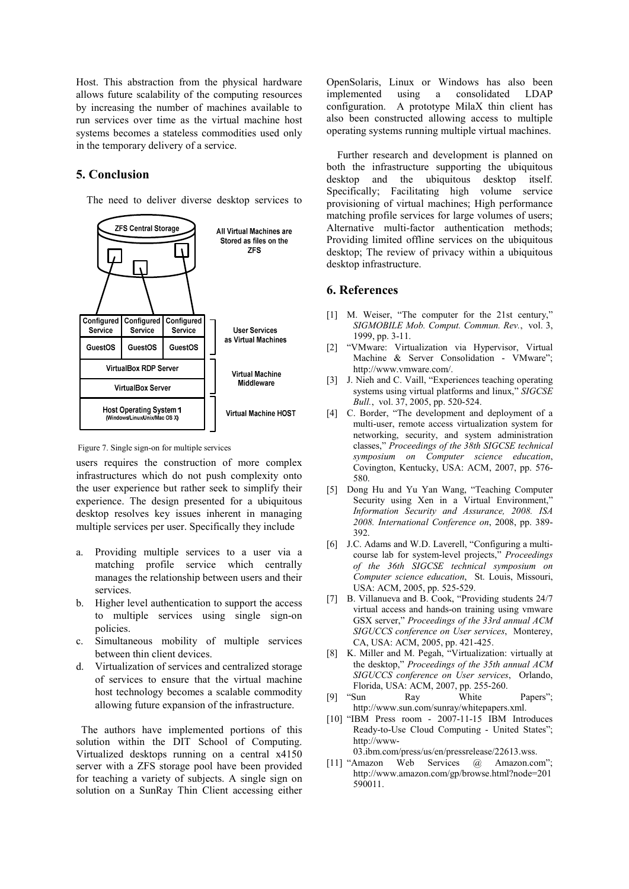Host. This abstraction from the physical hardware allows future scalability of the computing resources by increasing the number of machines available to run services over time as the virtual machine host systems becomes a stateless commodities used only in the temporary delivery of a service.

## 5. Conclusion

The need to deliver diverse desktop services to users requires the construction of more complex infrastructures which do not push complexity onto the user experience but rather seek to simplify their experience. The design presented for a ubiquitous desktop resolves key issues inherent in managing multiple services per user. Specifically they include

Figure 7. Single sign-on for multiple services

a. Providing multiple services to a user via a matching profile service which centrally manages the relationship between users and their services.
b. Higher level authentication to support the access to multiple services using single sign-on policies.
c. Simultaneous mobility of multiple services between thin client devices.
d. Virtualization of services and centralized storage of services to ensure that the virtual machine host technology becomes a scalable commodity allowing future expansion of the infrastructure.

The authors have implemented portions of this solution within the DIT School of Computing. Virtualized desktops running on a central x4150 server with a ZFS storage pool have been provided for teaching a variety of subjects. A single sign on solution on a SunRay Thin Client accessing either OpenSolaris, Linux or Windows has also been implemented using a consolidated LDAP configuration. A prototype MilaX thin client has also been constructed allowing access to multiple operating systems running multiple virtual machines.

Further research and development is planned on both the infrastructure supporting the ubiquitous desktop and the ubiquitous desktop itself. Specifically; Facilitating high volume service provisioning of virtual machines; High performance matching profile services for large volumes of users; Alternative multi-factor authentication methods; Providing limited offline services on the ubiquitous desktop; The review of privacy within a ubiquitous desktop infrastructure.

## 6. References

[1] M. Weiser, "The computer for the 21st century," *SIGMOBILE Mob. Comput. Commun. Rev.*, vol. 3, 1999, pp. 3-11.

[2] "VMware: Virtualization via Hypervisor, Virtual Machine & Server Consolidation - VMware"; http://www.vmware.com/.

[3] J. Nieh and C. Vaill, "Experiences teaching operating systems using virtual platforms and linux," *SIGCSE Bull.*, vol. 37, 2005, pp. 520-524.

[4] C. Border, "The development and deployment of a multi-user, remote access virtualization system for networking, security, and system administration classes," *Proceedings of the 38th SIGCSE technical symposium on Computer science education*, Covington, Kentucky, USA: ACM, 2007, pp. 576-580.

[5] Dong Hu and Yu Yan Wang, "Teaching Computer Security using Xen in a Virtual Environment," *Information Security and Assurance, 2008. ISA 2008. International Conference on*, 2008, pp. 389-392.

[6] J.C. Adams and W.D. Laverell, "Configuring a multi-course lab for system-level projects," *Proceedings of the 36th SIGCSE technical symposium on Computer science education*, St. Louis, Missouri, USA: ACM, 2005, pp. 525-529.

[7] B. Villanueva and B. Cook, "Providing students 24/7 virtual access and hands-on training using vmware GSX server," *Proceedings of the 33rd annual ACM SIGUCCS conference on User services*, Monterey, CA, USA: ACM, 2005, pp. 421-425.

[8] K. Miller and M. Pegah, "Virtualization: virtually at the desktop," *Proceedings of the 35th annual ACM SIGUCCS conference on User services*, Orlando, Florida, USA: ACM, 2007, pp. 255-260.

[9] "Sun Ray White Papers"; http://www.sun.com/sunray/whitepapers.xml.

[10] "IBM Press room - 2007-11-15 IBM Introduces Ready-to-Use Cloud Computing - United States"; http://www-03.ibm.com/press/us/en/pressrelease/22613.wss.

[11] "Amazon Web Services @ Amazon.com"; http://www.amazon.com/gp/browse.html?node=201590011.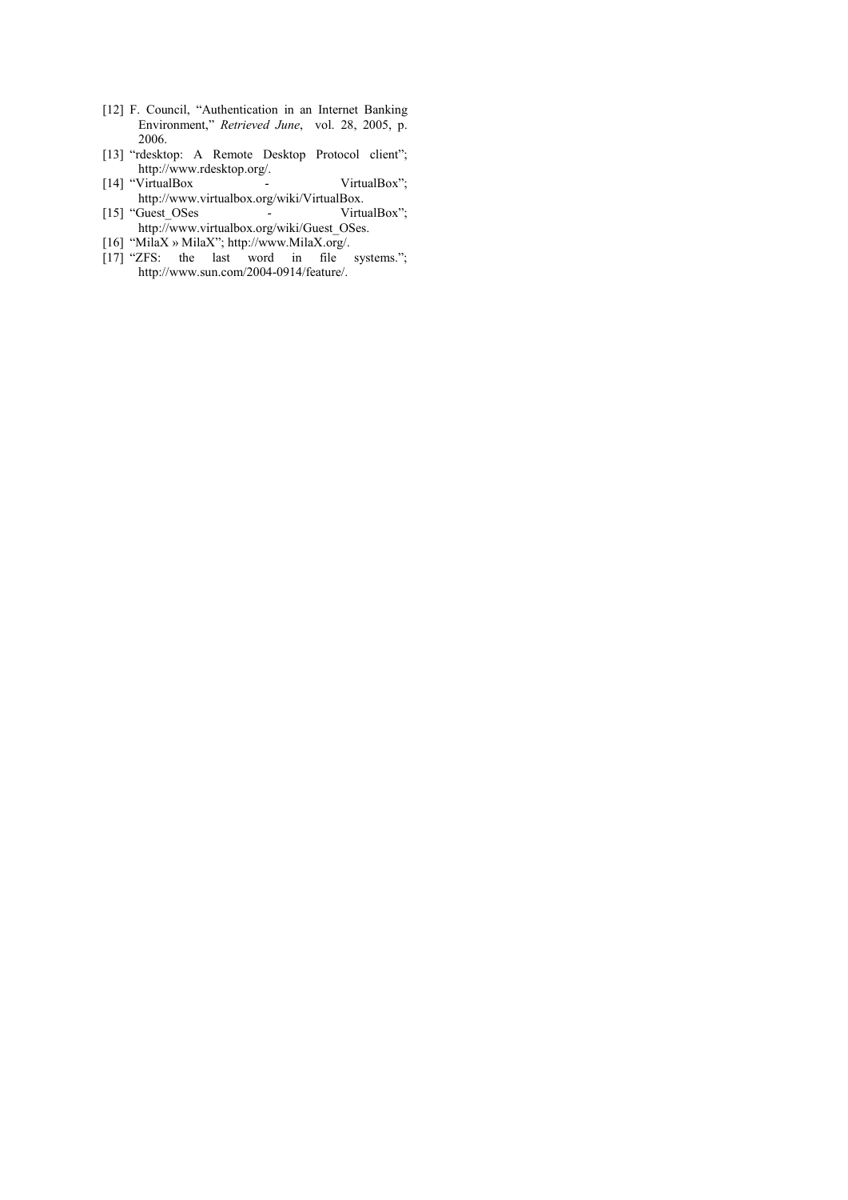[12] F. Council, "Authentication in an Internet Banking Environment," *Retrieved June*, vol. 28, 2005, p. 2006.

[13] "rdesktop: A Remote Desktop Protocol client"; http://www.rdesktop.org/.

[14] "VirtualBox - VirtualBox"; http://www.virtualbox.org/wiki/VirtualBox.

[15] "Guest_OSes - VirtualBox"; http://www.virtualbox.org/wiki/Guest_OSes.

[16] "MilaX » MilaX"; http://www.MilaX.org/.

[17] "ZFS: the last word in file systems."; http://www.sun.com/2004-0914/feature/.